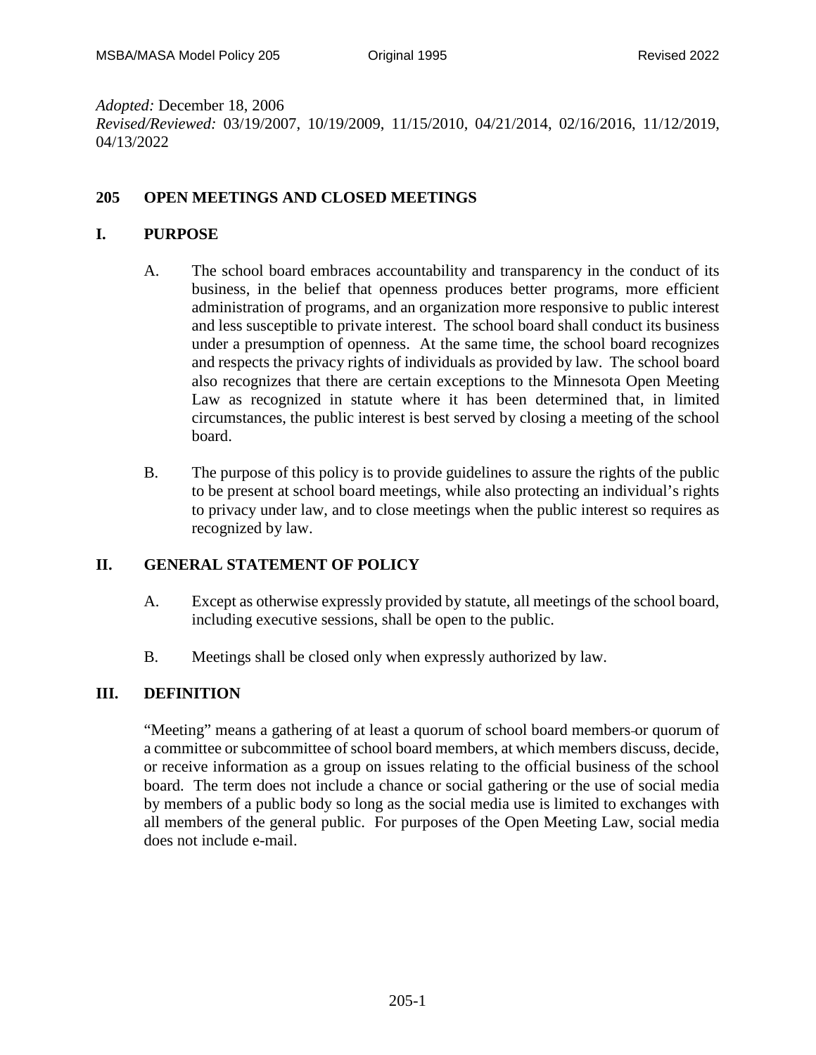*Adopted:* December 18, 2006
*Revised/Reviewed:* 03/19/2007, 10/19/2009, 11/15/2010, 04/21/2014, 02/16/2016, 11/12/2019, 04/13/2022

# 205 OPEN MEETINGS AND CLOSED MEETINGS

## I. PURPOSE

A. The school board embraces accountability and transparency in the conduct of its business, in the belief that openness produces better programs, more efficient administration of programs, and an organization more responsive to public interest and less susceptible to private interest. The school board shall conduct its business under a presumption of openness. At the same time, the school board recognizes and respects the privacy rights of individuals as provided by law. The school board also recognizes that there are certain exceptions to the Minnesota Open Meeting Law as recognized in statute where it has been determined that, in limited circumstances, the public interest is best served by closing a meeting of the school board.

B. The purpose of this policy is to provide guidelines to assure the rights of the public to be present at school board meetings, while also protecting an individual's rights to privacy under law, and to close meetings when the public interest so requires as recognized by law.

## II. GENERAL STATEMENT OF POLICY

A. Except as otherwise expressly provided by statute, all meetings of the school board, including executive sessions, shall be open to the public.

B. Meetings shall be closed only when expressly authorized by law.

## III. DEFINITION

"Meeting" means a gathering of at least a quorum of school board members or quorum of a committee or subcommittee of school board members, at which members discuss, decide, or receive information as a group on issues relating to the official business of the school board. The term does not include a chance or social gathering or the use of social media by members of a public body so long as the social media use is limited to exchanges with all members of the general public. For purposes of the Open Meeting Law, social media does not include e-mail.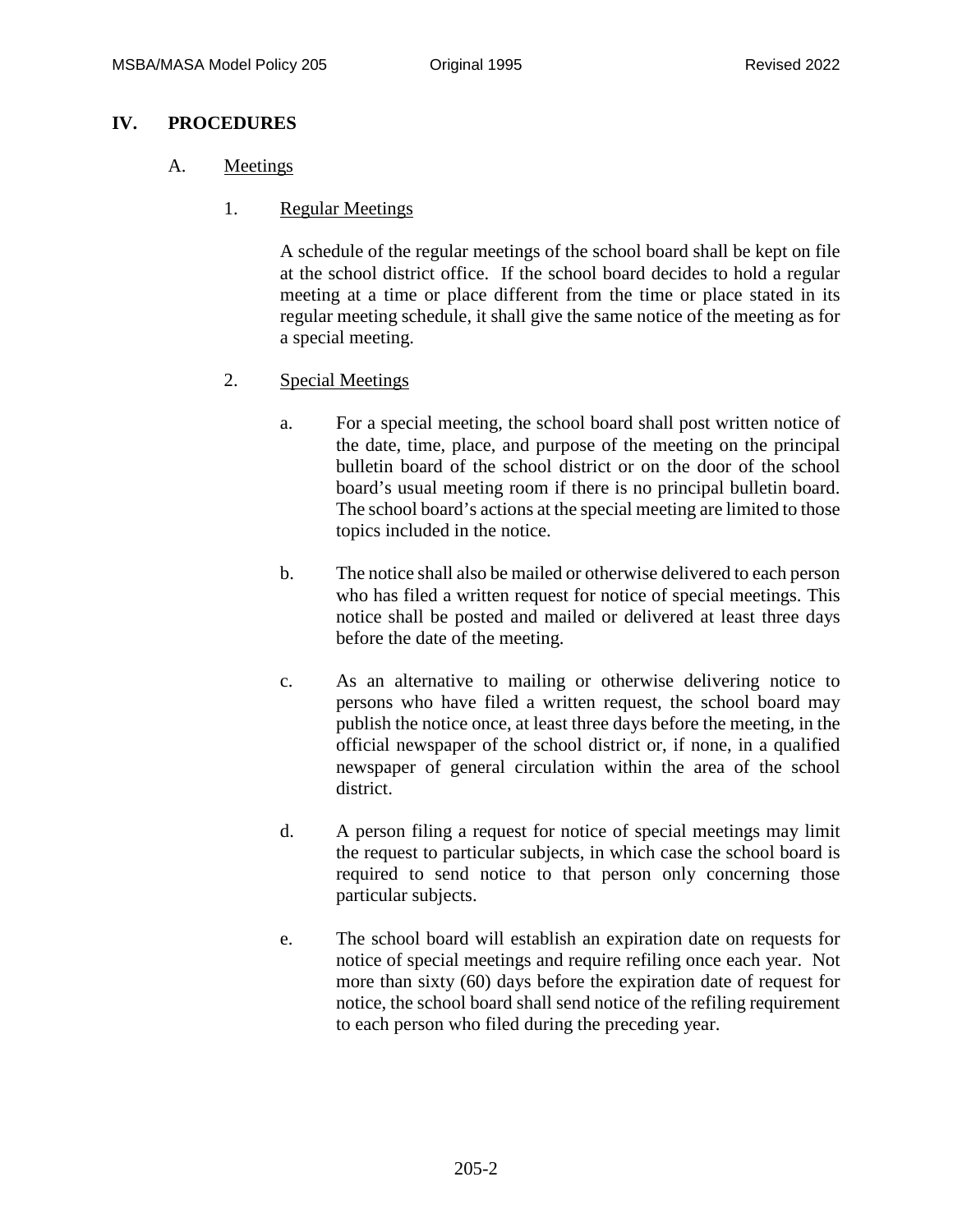## IV. PROCEDURES

### A. Meetings

#### 1. Regular Meetings

A schedule of the regular meetings of the school board shall be kept on file at the school district office. If the school board decides to hold a regular meeting at a time or place different from the time or place stated in its regular meeting schedule, it shall give the same notice of the meeting as for a special meeting.

#### 2. Special Meetings

a. For a special meeting, the school board shall post written notice of the date, time, place, and purpose of the meeting on the principal bulletin board of the school district or on the door of the school board's usual meeting room if there is no principal bulletin board. The school board's actions at the special meeting are limited to those topics included in the notice.

b. The notice shall also be mailed or otherwise delivered to each person who has filed a written request for notice of special meetings. This notice shall be posted and mailed or delivered at least three days before the date of the meeting.

c. As an alternative to mailing or otherwise delivering notice to persons who have filed a written request, the school board may publish the notice once, at least three days before the meeting, in the official newspaper of the school district or, if none, in a qualified newspaper of general circulation within the area of the school district.

d. A person filing a request for notice of special meetings may limit the request to particular subjects, in which case the school board is required to send notice to that person only concerning those particular subjects.

e. The school board will establish an expiration date on requests for notice of special meetings and require refiling once each year. Not more than sixty (60) days before the expiration date of request for notice, the school board shall send notice of the refiling requirement to each person who filed during the preceding year.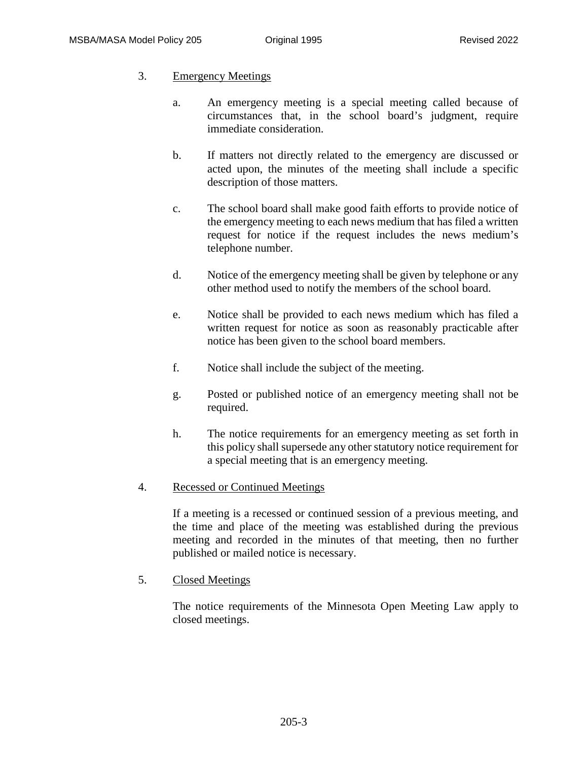3. Emergency Meetings

    a. An emergency meeting is a special meeting called because of circumstances that, in the school board's judgment, require immediate consideration.

    b. If matters not directly related to the emergency are discussed or acted upon, the minutes of the meeting shall include a specific description of those matters.

    c. The school board shall make good faith efforts to provide notice of the emergency meeting to each news medium that has filed a written request for notice if the request includes the news medium's telephone number.

    d. Notice of the emergency meeting shall be given by telephone or any other method used to notify the members of the school board.

    e. Notice shall be provided to each news medium which has filed a written request for notice as soon as reasonably practicable after notice has been given to the school board members.

    f. Notice shall include the subject of the meeting.

    g. Posted or published notice of an emergency meeting shall not be required.

    h. The notice requirements for an emergency meeting as set forth in this policy shall supersede any other statutory notice requirement for a special meeting that is an emergency meeting.

4. Recessed or Continued Meetings

    If a meeting is a recessed or continued session of a previous meeting, and the time and place of the meeting was established during the previous meeting and recorded in the minutes of that meeting, then no further published or mailed notice is necessary.

5. Closed Meetings

    The notice requirements of the Minnesota Open Meeting Law apply to closed meetings.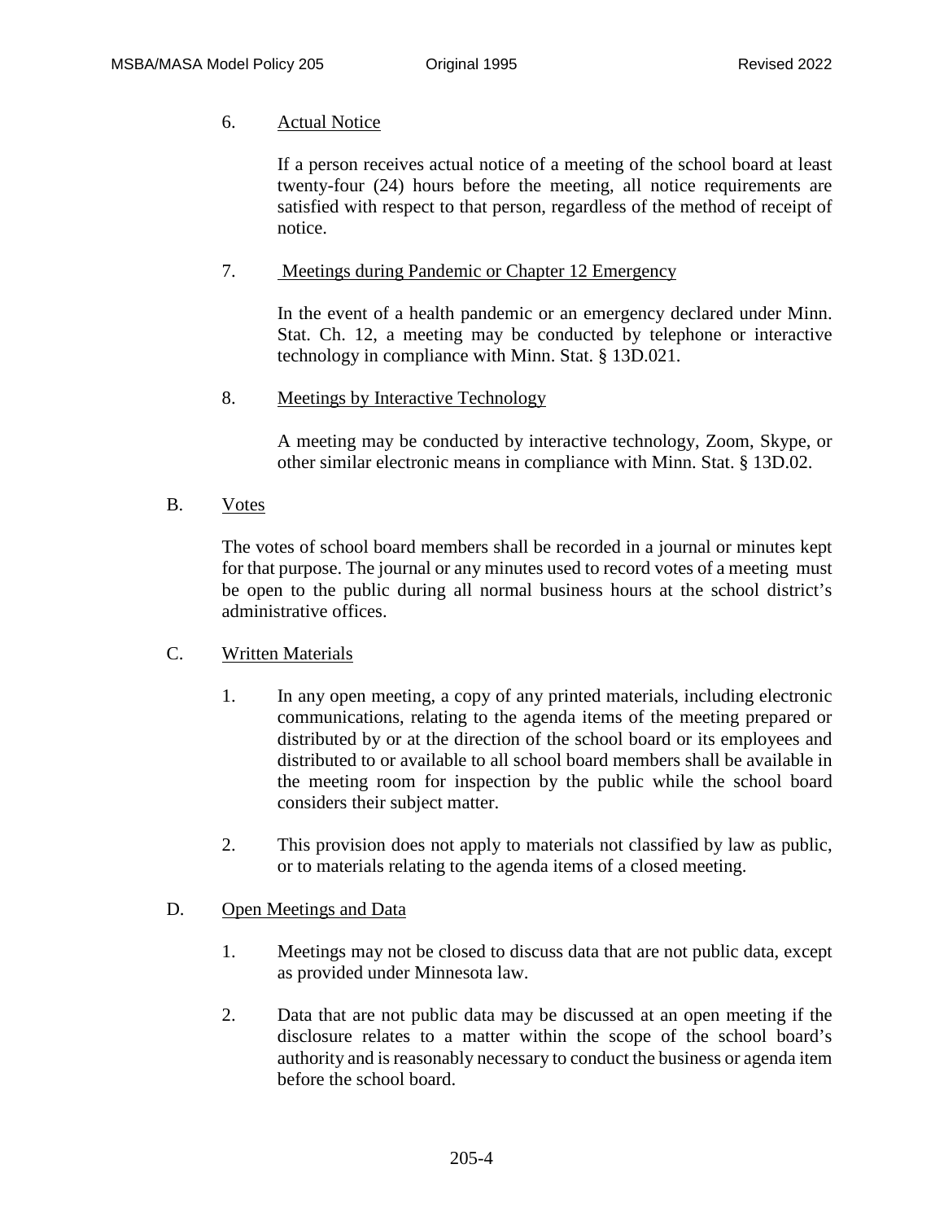6. Actual Notice

   If a person receives actual notice of a meeting of the school board at least twenty-four (24) hours before the meeting, all notice requirements are satisfied with respect to that person, regardless of the method of receipt of notice.

7. Meetings during Pandemic or Chapter 12 Emergency

   In the event of a health pandemic or an emergency declared under Minn. Stat. Ch. 12, a meeting may be conducted by telephone or interactive technology in compliance with Minn. Stat. § 13D.021.

8. Meetings by Interactive Technology

   A meeting may be conducted by interactive technology, Zoom, Skype, or other similar electronic means in compliance with Minn. Stat. § 13D.02.

B. Votes

The votes of school board members shall be recorded in a journal or minutes kept for that purpose. The journal or any minutes used to record votes of a meeting must be open to the public during all normal business hours at the school district's administrative offices.

C. Written Materials

1. In any open meeting, a copy of any printed materials, including electronic communications, relating to the agenda items of the meeting prepared or distributed by or at the direction of the school board or its employees and distributed to or available to all school board members shall be available in the meeting room for inspection by the public while the school board considers their subject matter.

2. This provision does not apply to materials not classified by law as public, or to materials relating to the agenda items of a closed meeting.

D. Open Meetings and Data

1. Meetings may not be closed to discuss data that are not public data, except as provided under Minnesota law.

2. Data that are not public data may be discussed at an open meeting if the disclosure relates to a matter within the scope of the school board's authority and is reasonably necessary to conduct the business or agenda item before the school board.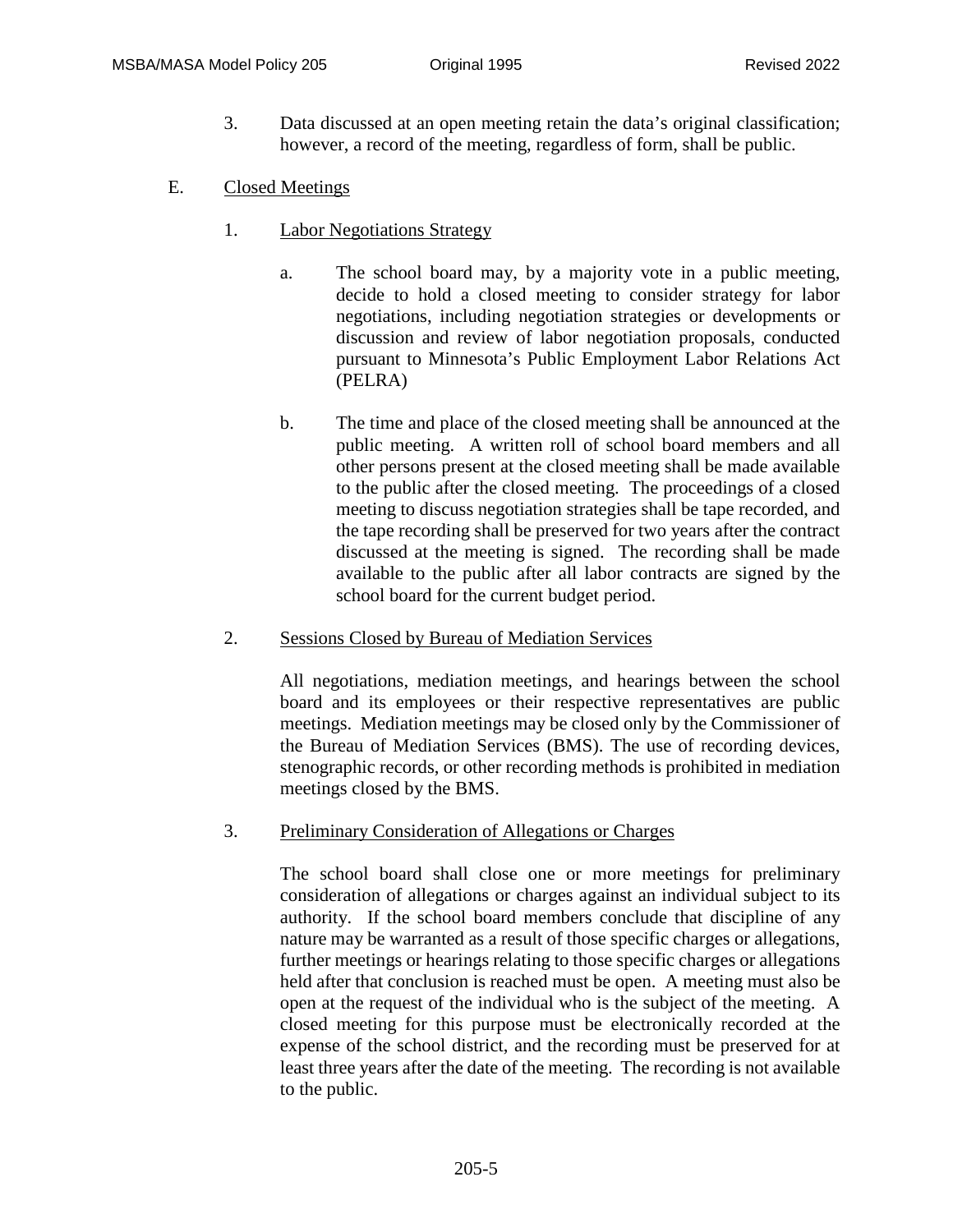3. Data discussed at an open meeting retain the data's original classification; however, a record of the meeting, regardless of form, shall be public.

E. Closed Meetings

1. Labor Negotiations Strategy

   a. The school board may, by a majority vote in a public meeting, decide to hold a closed meeting to consider strategy for labor negotiations, including negotiation strategies or developments or discussion and review of labor negotiation proposals, conducted pursuant to Minnesota's Public Employment Labor Relations Act (PELRA)

   b. The time and place of the closed meeting shall be announced at the public meeting. A written roll of school board members and all other persons present at the closed meeting shall be made available to the public after the closed meeting. The proceedings of a closed meeting to discuss negotiation strategies shall be tape recorded, and the tape recording shall be preserved for two years after the contract discussed at the meeting is signed. The recording shall be made available to the public after all labor contracts are signed by the school board for the current budget period.

2. Sessions Closed by Bureau of Mediation Services

   All negotiations, mediation meetings, and hearings between the school board and its employees or their respective representatives are public meetings. Mediation meetings may be closed only by the Commissioner of the Bureau of Mediation Services (BMS). The use of recording devices, stenographic records, or other recording methods is prohibited in mediation meetings closed by the BMS.

3. Preliminary Consideration of Allegations or Charges

   The school board shall close one or more meetings for preliminary consideration of allegations or charges against an individual subject to its authority. If the school board members conclude that discipline of any nature may be warranted as a result of those specific charges or allegations, further meetings or hearings relating to those specific charges or allegations held after that conclusion is reached must be open. A meeting must also be open at the request of the individual who is the subject of the meeting. A closed meeting for this purpose must be electronically recorded at the expense of the school district, and the recording must be preserved for at least three years after the date of the meeting. The recording is not available to the public.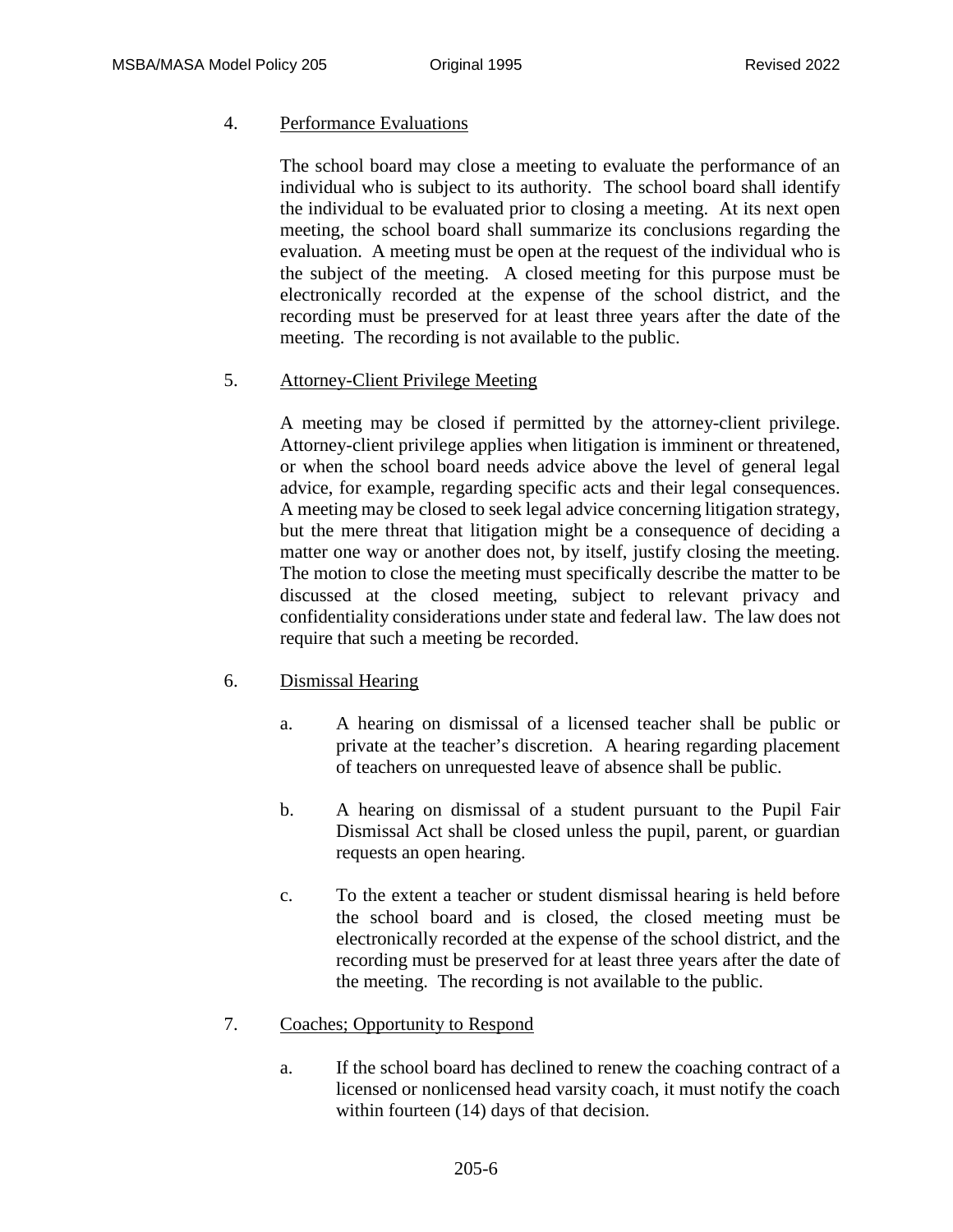4. Performance Evaluations

The school board may close a meeting to evaluate the performance of an individual who is subject to its authority. The school board shall identify the individual to be evaluated prior to closing a meeting. At its next open meeting, the school board shall summarize its conclusions regarding the evaluation. A meeting must be open at the request of the individual who is the subject of the meeting. A closed meeting for this purpose must be electronically recorded at the expense of the school district, and the recording must be preserved for at least three years after the date of the meeting. The recording is not available to the public.

5. Attorney-Client Privilege Meeting

A meeting may be closed if permitted by the attorney-client privilege. Attorney-client privilege applies when litigation is imminent or threatened, or when the school board needs advice above the level of general legal advice, for example, regarding specific acts and their legal consequences. A meeting may be closed to seek legal advice concerning litigation strategy, but the mere threat that litigation might be a consequence of deciding a matter one way or another does not, by itself, justify closing the meeting. The motion to close the meeting must specifically describe the matter to be discussed at the closed meeting, subject to relevant privacy and confidentiality considerations under state and federal law. The law does not require that such a meeting be recorded.

6. Dismissal Hearing

a. A hearing on dismissal of a licensed teacher shall be public or private at the teacher's discretion. A hearing regarding placement of teachers on unrequested leave of absence shall be public.

b. A hearing on dismissal of a student pursuant to the Pupil Fair Dismissal Act shall be closed unless the pupil, parent, or guardian requests an open hearing.

c. To the extent a teacher or student dismissal hearing is held before the school board and is closed, the closed meeting must be electronically recorded at the expense of the school district, and the recording must be preserved for at least three years after the date of the meeting. The recording is not available to the public.

7. Coaches; Opportunity to Respond

a. If the school board has declined to renew the coaching contract of a licensed or nonlicensed head varsity coach, it must notify the coach within fourteen (14) days of that decision.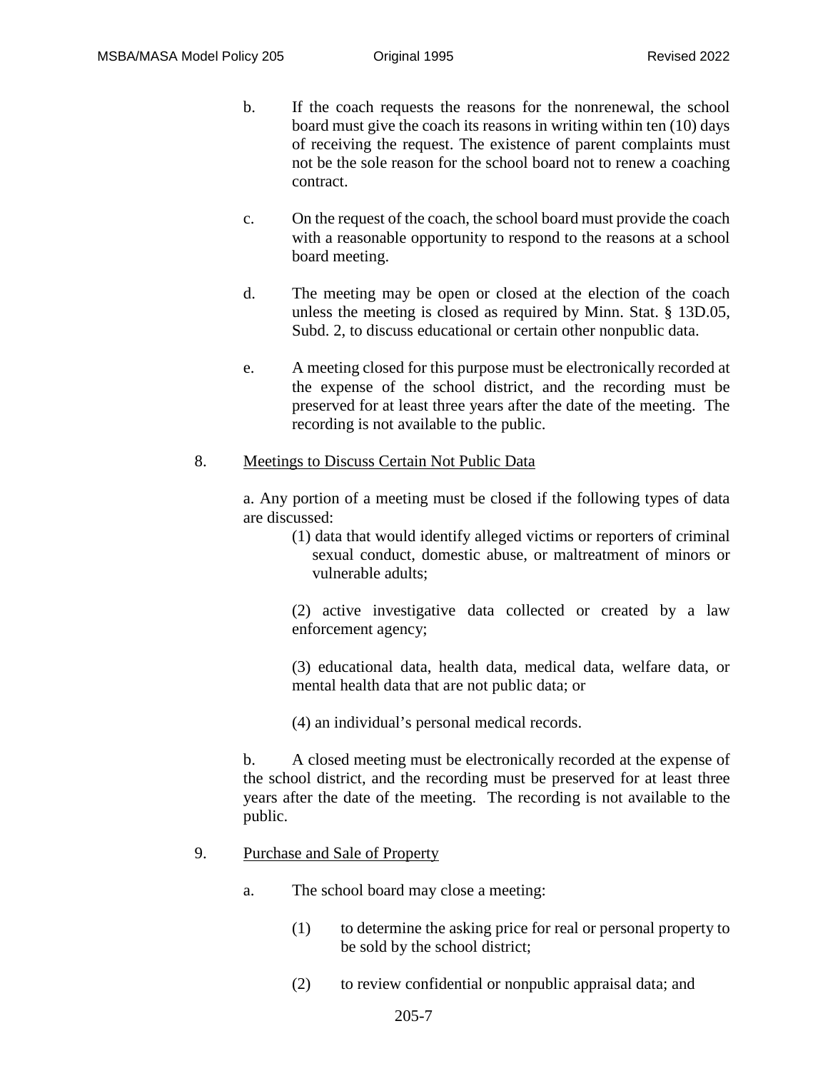b. If the coach requests the reasons for the nonrenewal, the school board must give the coach its reasons in writing within ten (10) days of receiving the request. The existence of parent complaints must not be the sole reason for the school board not to renew a coaching contract.

c. On the request of the coach, the school board must provide the coach with a reasonable opportunity to respond to the reasons at a school board meeting.

d. The meeting may be open or closed at the election of the coach unless the meeting is closed as required by Minn. Stat. § 13D.05, Subd. 2, to discuss educational or certain other nonpublic data.

e. A meeting closed for this purpose must be electronically recorded at the expense of the school district, and the recording must be preserved for at least three years after the date of the meeting. The recording is not available to the public.

8. <u>Meetings to Discuss Certain Not Public Data</u>

a. Any portion of a meeting must be closed if the following types of data are discussed:

(1) data that would identify alleged victims or reporters of criminal sexual conduct, domestic abuse, or maltreatment of minors or vulnerable adults;

(2) active investigative data collected or created by a law enforcement agency;

(3) educational data, health data, medical data, welfare data, or mental health data that are not public data; or

(4) an individual's personal medical records.

b. A closed meeting must be electronically recorded at the expense of the school district, and the recording must be preserved for at least three years after the date of the meeting. The recording is not available to the public.

9. <u>Purchase and Sale of Property</u>

a. The school board may close a meeting:

(1) to determine the asking price for real or personal property to be sold by the school district;

(2) to review confidential or nonpublic appraisal data; and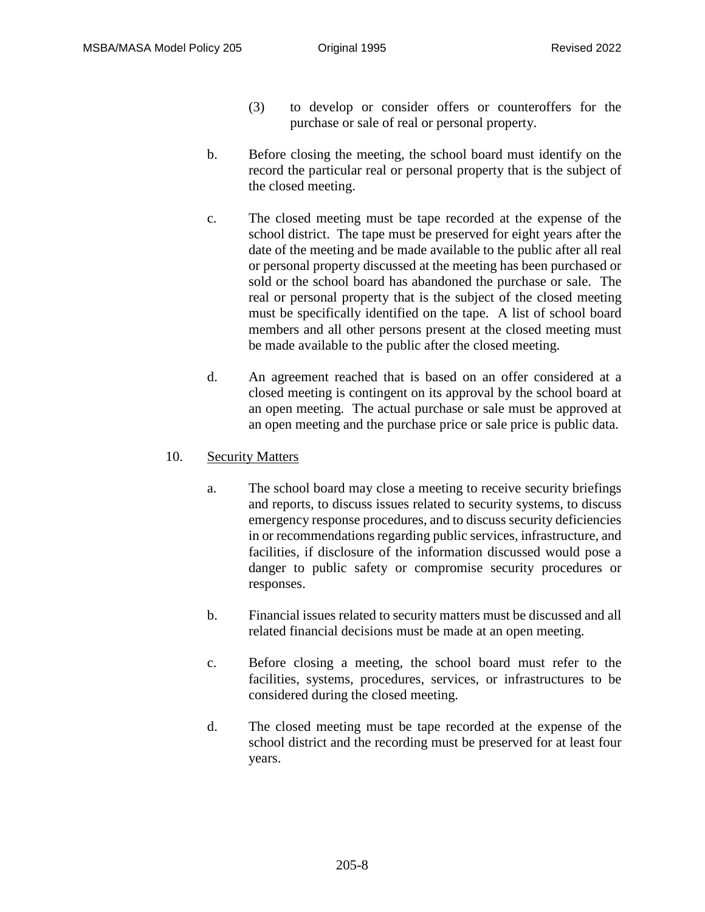(3) to develop or consider offers or counteroffers for the purchase or sale of real or personal property.

b. Before closing the meeting, the school board must identify on the record the particular real or personal property that is the subject of the closed meeting.

c. The closed meeting must be tape recorded at the expense of the school district. The tape must be preserved for eight years after the date of the meeting and be made available to the public after all real or personal property discussed at the meeting has been purchased or sold or the school board has abandoned the purchase or sale. The real or personal property that is the subject of the closed meeting must be specifically identified on the tape. A list of school board members and all other persons present at the closed meeting must be made available to the public after the closed meeting.

d. An agreement reached that is based on an offer considered at a closed meeting is contingent on its approval by the school board at an open meeting. The actual purchase or sale must be approved at an open meeting and the purchase price or sale price is public data.

10. <u>Security Matters</u>

a. The school board may close a meeting to receive security briefings and reports, to discuss issues related to security systems, to discuss emergency response procedures, and to discuss security deficiencies in or recommendations regarding public services, infrastructure, and facilities, if disclosure of the information discussed would pose a danger to public safety or compromise security procedures or responses.

b. Financial issues related to security matters must be discussed and all related financial decisions must be made at an open meeting.

c. Before closing a meeting, the school board must refer to the facilities, systems, procedures, services, or infrastructures to be considered during the closed meeting.

d. The closed meeting must be tape recorded at the expense of the school district and the recording must be preserved for at least four years.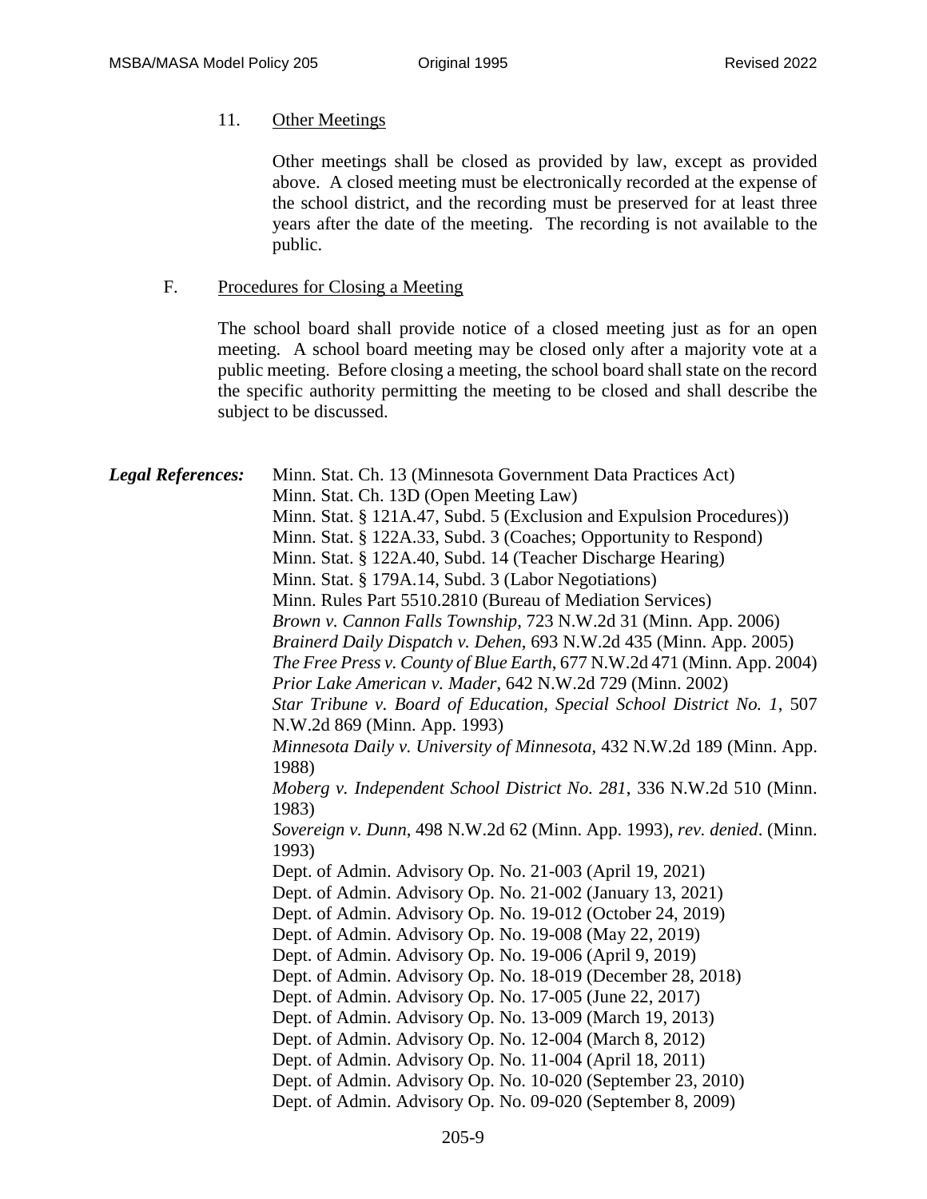11. Other Meetings

    Other meetings shall be closed as provided by law, except as provided above. A closed meeting must be electronically recorded at the expense of the school district, and the recording must be preserved for at least three years after the date of the meeting. The recording is not available to the public.

F. Procedures for Closing a Meeting

   The school board shall provide notice of a closed meeting just as for an open meeting. A school board meeting may be closed only after a majority vote at a public meeting. Before closing a meeting, the school board shall state on the record the specific authority permitting the meeting to be closed and shall describe the subject to be discussed.

***Legal References:***

Minn. Stat. Ch. 13 (Minnesota Government Data Practices Act)
Minn. Stat. Ch. 13D (Open Meeting Law)
Minn. Stat. § 121A.47, Subd. 5 (Exclusion and Expulsion Procedures))
Minn. Stat. § 122A.33, Subd. 3 (Coaches; Opportunity to Respond)
Minn. Stat. § 122A.40, Subd. 14 (Teacher Discharge Hearing)
Minn. Stat. § 179A.14, Subd. 3 (Labor Negotiations)
Minn. Rules Part 5510.2810 (Bureau of Mediation Services)
*Brown v. Cannon Falls Township*, 723 N.W.2d 31 (Minn. App. 2006)
*Brainerd Daily Dispatch v. Dehen*, 693 N.W.2d 435 (Minn. App. 2005)
*The Free Press v. County of Blue Earth*, 677 N.W.2d 471 (Minn. App. 2004)
*Prior Lake American v. Mader*, 642 N.W.2d 729 (Minn. 2002)
*Star Tribune v. Board of Education, Special School District No. 1*, 507 N.W.2d 869 (Minn. App. 1993)
*Minnesota Daily v. University of Minnesota*, 432 N.W.2d 189 (Minn. App. 1988)
*Moberg v. Independent School District No. 281*, 336 N.W.2d 510 (Minn. 1983)
*Sovereign v. Dunn*, 498 N.W.2d 62 (Minn. App. 1993), *rev. denied*. (Minn. 1993)
Dept. of Admin. Advisory Op. No. 21-003 (April 19, 2021)
Dept. of Admin. Advisory Op. No. 21-002 (January 13, 2021)
Dept. of Admin. Advisory Op. No. 19-012 (October 24, 2019)
Dept. of Admin. Advisory Op. No. 19-008 (May 22, 2019)
Dept. of Admin. Advisory Op. No. 19-006 (April 9, 2019)
Dept. of Admin. Advisory Op. No. 18-019 (December 28, 2018)
Dept. of Admin. Advisory Op. No. 17-005 (June 22, 2017)
Dept. of Admin. Advisory Op. No. 13-009 (March 19, 2013)
Dept. of Admin. Advisory Op. No. 12-004 (March 8, 2012)
Dept. of Admin. Advisory Op. No. 11-004 (April 18, 2011)
Dept. of Admin. Advisory Op. No. 10-020 (September 23, 2010)
Dept. of Admin. Advisory Op. No. 09-020 (September 8, 2009)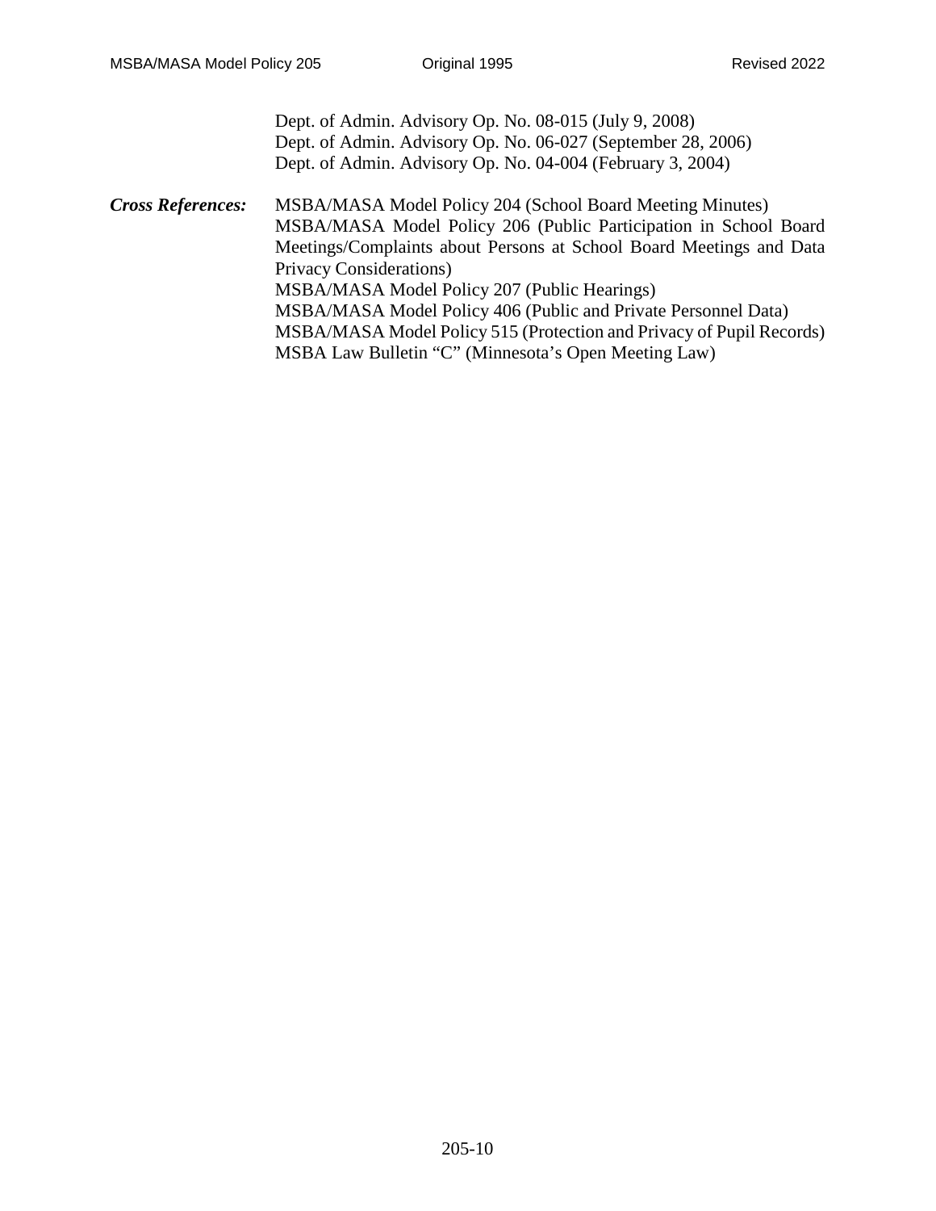Dept. of Admin. Advisory Op. No. 08-015 (July 9, 2008)
Dept. of Admin. Advisory Op. No. 06-027 (September 28, 2006)
Dept. of Admin. Advisory Op. No. 04-004 (February 3, 2004)

***Cross References:*** MSBA/MASA Model Policy 204 (School Board Meeting Minutes)
MSBA/MASA Model Policy 206 (Public Participation in School Board Meetings/Complaints about Persons at School Board Meetings and Data Privacy Considerations)
MSBA/MASA Model Policy 207 (Public Hearings)
MSBA/MASA Model Policy 406 (Public and Private Personnel Data)
MSBA/MASA Model Policy 515 (Protection and Privacy of Pupil Records)
MSBA Law Bulletin "C" (Minnesota's Open Meeting Law)